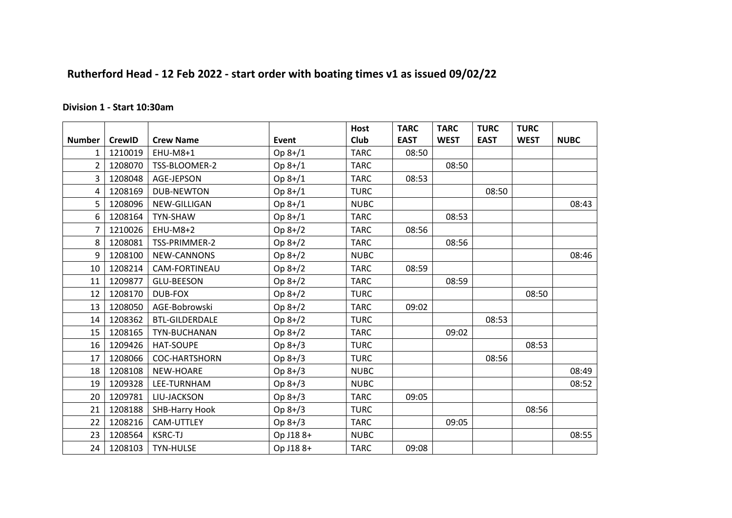# Rutherford Head - 12 Feb 2022 - start order with boating times v1 as issued 09/02/22

### Division 1 - Start 10:30am

| Number | CrewID | Crew Name | Event | Host Club | TARC EAST | TARC WEST | TURC EAST | TURC WEST | NUBC |
|---|---|---|---|---|---|---|---|---|---|
| 1 | 1210019 | EHU-M8+1 | Op 8+/1 | TARC | 08:50 | | | | |
| 2 | 1208070 | TSS-BLOOMER-2 | Op 8+/1 | TARC | | 08:50 | | | |
| 3 | 1208048 | AGE-JEPSON | Op 8+/1 | TARC | 08:53 | | | | |
| 4 | 1208169 | DUB-NEWTON | Op 8+/1 | TURC | | | 08:50 | | |
| 5 | 1208096 | NEW-GILLIGAN | Op 8+/1 | NUBC | | | | | 08:43 |
| 6 | 1208164 | TYN-SHAW | Op 8+/1 | TARC | | 08:53 | | | |
| 7 | 1210026 | EHU-M8+2 | Op 8+/2 | TARC | 08:56 | | | | |
| 8 | 1208081 | TSS-PRIMMER-2 | Op 8+/2 | TARC | | 08:56 | | | |
| 9 | 1208100 | NEW-CANNONS | Op 8+/2 | NUBC | | | | | 08:46 |
| 10 | 1208214 | CAM-FORTINEAU | Op 8+/2 | TARC | 08:59 | | | | |
| 11 | 1209877 | GLU-BEESON | Op 8+/2 | TARC | | 08:59 | | | |
| 12 | 1208170 | DUB-FOX | Op 8+/2 | TURC | | | | 08:50 | |
| 13 | 1208050 | AGE-Bobrowski | Op 8+/2 | TARC | 09:02 | | | | |
| 14 | 1208362 | BTL-GILDERDALE | Op 8+/2 | TURC | | | 08:53 | | |
| 15 | 1208165 | TYN-BUCHANAN | Op 8+/2 | TARC | | 09:02 | | | |
| 16 | 1209426 | HAT-SOUPE | Op 8+/3 | TURC | | | | 08:53 | |
| 17 | 1208066 | COC-HARTSHORN | Op 8+/3 | TURC | | | 08:56 | | |
| 18 | 1208108 | NEW-HOARE | Op 8+/3 | NUBC | | | | | 08:49 |
| 19 | 1209328 | LEE-TURNHAM | Op 8+/3 | NUBC | | | | | 08:52 |
| 20 | 1209781 | LIU-JACKSON | Op 8+/3 | TARC | 09:05 | | | | |
| 21 | 1208188 | SHB-Harry Hook | Op 8+/3 | TURC | | | | 08:56 | |
| 22 | 1208216 | CAM-UTTLEY | Op 8+/3 | TARC | | 09:05 | | | |
| 23 | 1208564 | KSRC-TJ | Op J18 8+ | NUBC | | | | | 08:55 |
| 24 | 1208103 | TYN-HULSE | Op J18 8+ | TARC | 09:08 | | | | |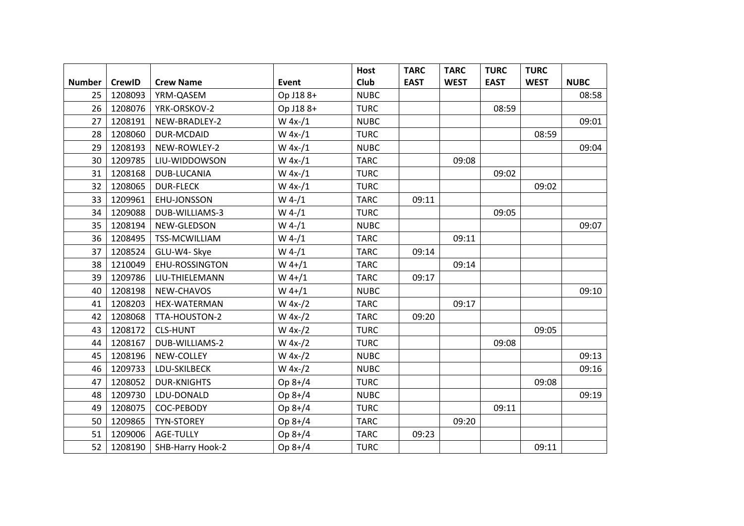| Number | CrewID | Crew Name | Event | Host Club | TARC EAST | TARC WEST | TURC EAST | TURC WEST | NUBC |
|---|---|---|---|---|---|---|---|---|---|
| 25 | 1208093 | YRM-QASEM | Op J18 8+ | NUBC | | | | | 08:58 |
| 26 | 1208076 | YRK-ORSKOV-2 | Op J18 8+ | TURC | | | 08:59 | | |
| 27 | 1208191 | NEW-BRADLEY-2 | W 4x-/1 | NUBC | | | | | 09:01 |
| 28 | 1208060 | DUR-MCDAID | W 4x-/1 | TURC | | | | 08:59 | |
| 29 | 1208193 | NEW-ROWLEY-2 | W 4x-/1 | NUBC | | | | | 09:04 |
| 30 | 1209785 | LIU-WIDDOWSON | W 4x-/1 | TARC | | 09:08 | | | |
| 31 | 1208168 | DUB-LUCANIA | W 4x-/1 | TURC | | | 09:02 | | |
| 32 | 1208065 | DUR-FLECK | W 4x-/1 | TURC | | | | 09:02 | |
| 33 | 1209961 | EHU-JONSSON | W 4-/1 | TARC | 09:11 | | | | |
| 34 | 1209088 | DUB-WILLIAMS-3 | W 4-/1 | TURC | | | 09:05 | | |
| 35 | 1208194 | NEW-GLEDSON | W 4-/1 | NUBC | | | | | 09:07 |
| 36 | 1208495 | TSS-MCWILLIAM | W 4-/1 | TARC | | 09:11 | | | |
| 37 | 1208524 | GLU-W4- Skye | W 4-/1 | TARC | 09:14 | | | | |
| 38 | 1210049 | EHU-ROSSINGTON | W 4+/1 | TARC | | 09:14 | | | |
| 39 | 1209786 | LIU-THIELEMANN | W 4+/1 | TARC | 09:17 | | | | |
| 40 | 1208198 | NEW-CHAVOS | W 4+/1 | NUBC | | | | | 09:10 |
| 41 | 1208203 | HEX-WATERMAN | W 4x-/2 | TARC | | 09:17 | | | |
| 42 | 1208068 | TTA-HOUSTON-2 | W 4x-/2 | TARC | 09:20 | | | | |
| 43 | 1208172 | CLS-HUNT | W 4x-/2 | TURC | | | | 09:05 | |
| 44 | 1208167 | DUB-WILLIAMS-2 | W 4x-/2 | TURC | | | 09:08 | | |
| 45 | 1208196 | NEW-COLLEY | W 4x-/2 | NUBC | | | | | 09:13 |
| 46 | 1209733 | LDU-SKILBECK | W 4x-/2 | NUBC | | | | | 09:16 |
| 47 | 1208052 | DUR-KNIGHTS | Op 8+/4 | TURC | | | | 09:08 | |
| 48 | 1209730 | LDU-DONALD | Op 8+/4 | NUBC | | | | | 09:19 |
| 49 | 1208075 | COC-PEBODY | Op 8+/4 | TURC | | | 09:11 | | |
| 50 | 1209865 | TYN-STOREY | Op 8+/4 | TARC | | 09:20 | | | |
| 51 | 1209006 | AGE-TULLY | Op 8+/4 | TARC | 09:23 | | | | |
| 52 | 1208190 | SHB-Harry Hook-2 | Op 8+/4 | TURC | | | | 09:11 | |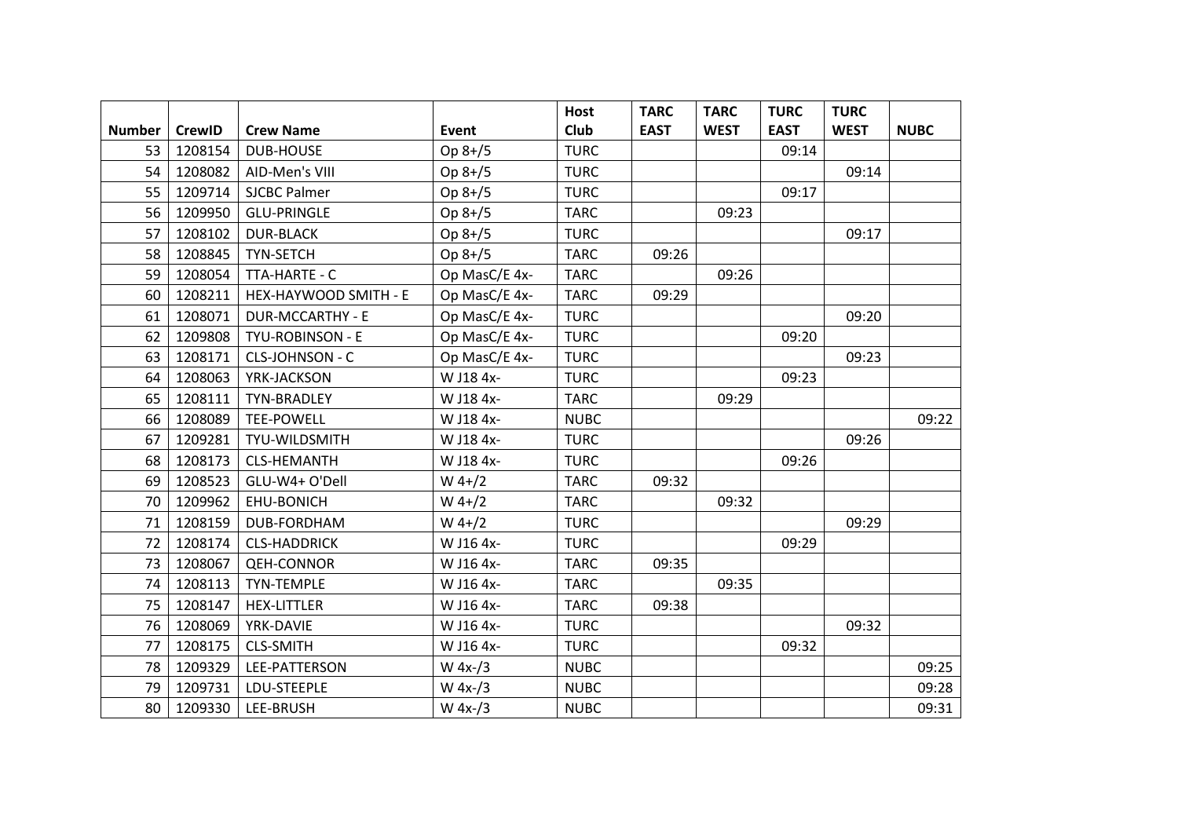| Number | CrewID | Crew Name | Event | Host Club | TARC EAST | TARC WEST | TURC EAST | TURC WEST | NUBC |
|---|---|---|---|---|---|---|---|---|---|
| 53 | 1208154 | DUB-HOUSE | Op 8+/5 | TURC | | | 09:14 | | |
| 54 | 1208082 | AID-Men's VIII | Op 8+/5 | TURC | | | | 09:14 | |
| 55 | 1209714 | SJCBC Palmer | Op 8+/5 | TURC | | | 09:17 | | |
| 56 | 1209950 | GLU-PRINGLE | Op 8+/5 | TARC | | 09:23 | | | |
| 57 | 1208102 | DUR-BLACK | Op 8+/5 | TURC | | | | 09:17 | |
| 58 | 1208845 | TYN-SETCH | Op 8+/5 | TARC | 09:26 | | | | |
| 59 | 1208054 | TTA-HARTE - C | Op MasC/E 4x- | TARC | | 09:26 | | | |
| 60 | 1208211 | HEX-HAYWOOD SMITH - E | Op MasC/E 4x- | TARC | 09:29 | | | | |
| 61 | 1208071 | DUR-MCCARTHY - E | Op MasC/E 4x- | TURC | | | | 09:20 | |
| 62 | 1209808 | TYU-ROBINSON - E | Op MasC/E 4x- | TURC | | | 09:20 | | |
| 63 | 1208171 | CLS-JOHNSON - C | Op MasC/E 4x- | TURC | | | | 09:23 | |
| 64 | 1208063 | YRK-JACKSON | W J18 4x- | TURC | | | 09:23 | | |
| 65 | 1208111 | TYN-BRADLEY | W J18 4x- | TARC | | 09:29 | | | |
| 66 | 1208089 | TEE-POWELL | W J18 4x- | NUBC | | | | | 09:22 |
| 67 | 1209281 | TYU-WILDSMITH | W J18 4x- | TURC | | | | 09:26 | |
| 68 | 1208173 | CLS-HEMANTH | W J18 4x- | TURC | | | 09:26 | | |
| 69 | 1208523 | GLU-W4+ O'Dell | W 4+/2 | TARC | 09:32 | | | | |
| 70 | 1209962 | EHU-BONICH | W 4+/2 | TARC | | 09:32 | | | |
| 71 | 1208159 | DUB-FORDHAM | W 4+/2 | TURC | | | | 09:29 | |
| 72 | 1208174 | CLS-HADDRICK | W J16 4x- | TURC | | | 09:29 | | |
| 73 | 1208067 | QEH-CONNOR | W J16 4x- | TARC | 09:35 | | | | |
| 74 | 1208113 | TYN-TEMPLE | W J16 4x- | TARC | | 09:35 | | | |
| 75 | 1208147 | HEX-LITTLER | W J16 4x- | TARC | 09:38 | | | | |
| 76 | 1208069 | YRK-DAVIE | W J16 4x- | TURC | | | | 09:32 | |
| 77 | 1208175 | CLS-SMITH | W J16 4x- | TURC | | | 09:32 | | |
| 78 | 1209329 | LEE-PATTERSON | W 4x-/3 | NUBC | | | | | 09:25 |
| 79 | 1209731 | LDU-STEEPLE | W 4x-/3 | NUBC | | | | | 09:28 |
| 80 | 1209330 | LEE-BRUSH | W 4x-/3 | NUBC | | | | | 09:31 |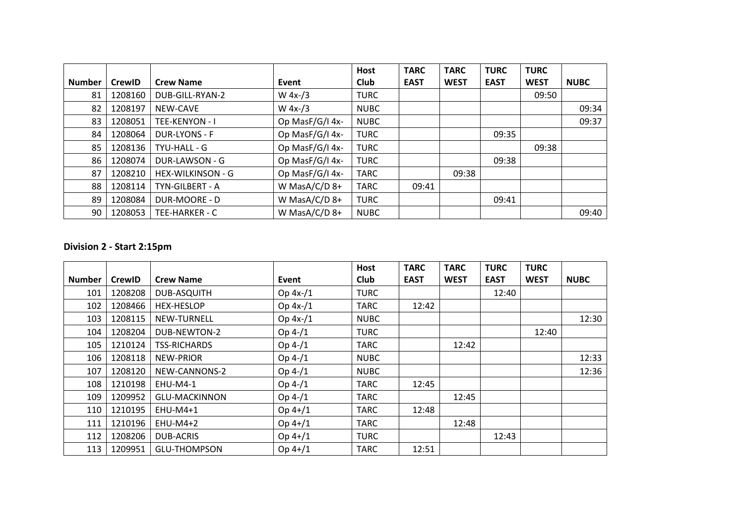| Number | CrewID | Crew Name | Event | Host Club | TARC EAST | TARC WEST | TURC EAST | TURC WEST | NUBC |
|---|---|---|---|---|---|---|---|---|---|
| 81 | 1208160 | DUB-GILL-RYAN-2 | W 4x-/3 | TURC | | | | 09:50 | |
| 82 | 1208197 | NEW-CAVE | W 4x-/3 | NUBC | | | | | 09:34 |
| 83 | 1208051 | TEE-KENYON - I | Op MasF/G/I 4x- | NUBC | | | | | 09:37 |
| 84 | 1208064 | DUR-LYONS - F | Op MasF/G/I 4x- | TURC | | | 09:35 | | |
| 85 | 1208136 | TYU-HALL - G | Op MasF/G/I 4x- | TURC | | | | 09:38 | |
| 86 | 1208074 | DUR-LAWSON - G | Op MasF/G/I 4x- | TURC | | | 09:38 | | |
| 87 | 1208210 | HEX-WILKINSON - G | Op MasF/G/I 4x- | TARC | | 09:38 | | | |
| 88 | 1208114 | TYN-GILBERT - A | W MasA/C/D 8+ | TARC | 09:41 | | | | |
| 89 | 1208084 | DUR-MOORE - D | W MasA/C/D 8+ | TURC | | | 09:41 | | |
| 90 | 1208053 | TEE-HARKER - C | W MasA/C/D 8+ | NUBC | | | | | 09:40 |

## Division 2 - Start 2:15pm

| Number | CrewID | Crew Name | Event | Host Club | TARC EAST | TARC WEST | TURC EAST | TURC WEST | NUBC |
|---|---|---|---|---|---|---|---|---|---|
| 101 | 1208208 | DUB-ASQUITH | Op 4x-/1 | TURC | | | 12:40 | | |
| 102 | 1208466 | HEX-HESLOP | Op 4x-/1 | TARC | 12:42 | | | | |
| 103 | 1208115 | NEW-TURNELL | Op 4x-/1 | NUBC | | | | | 12:30 |
| 104 | 1208204 | DUB-NEWTON-2 | Op 4-/1 | TURC | | | | 12:40 | |
| 105 | 1210124 | TSS-RICHARDS | Op 4-/1 | TARC | | 12:42 | | | |
| 106 | 1208118 | NEW-PRIOR | Op 4-/1 | NUBC | | | | | 12:33 |
| 107 | 1208120 | NEW-CANNONS-2 | Op 4-/1 | NUBC | | | | | 12:36 |
| 108 | 1210198 | EHU-M4-1 | Op 4-/1 | TARC | 12:45 | | | | |
| 109 | 1209952 | GLU-MACKINNON | Op 4-/1 | TARC | | 12:45 | | | |
| 110 | 1210195 | EHU-M4+1 | Op 4+/1 | TARC | 12:48 | | | | |
| 111 | 1210196 | EHU-M4+2 | Op 4+/1 | TARC | | 12:48 | | | |
| 112 | 1208206 | DUB-ACRIS | Op 4+/1 | TURC | | | 12:43 | | |
| 113 | 1209951 | GLU-THOMPSON | Op 4+/1 | TARC | 12:51 | | | | |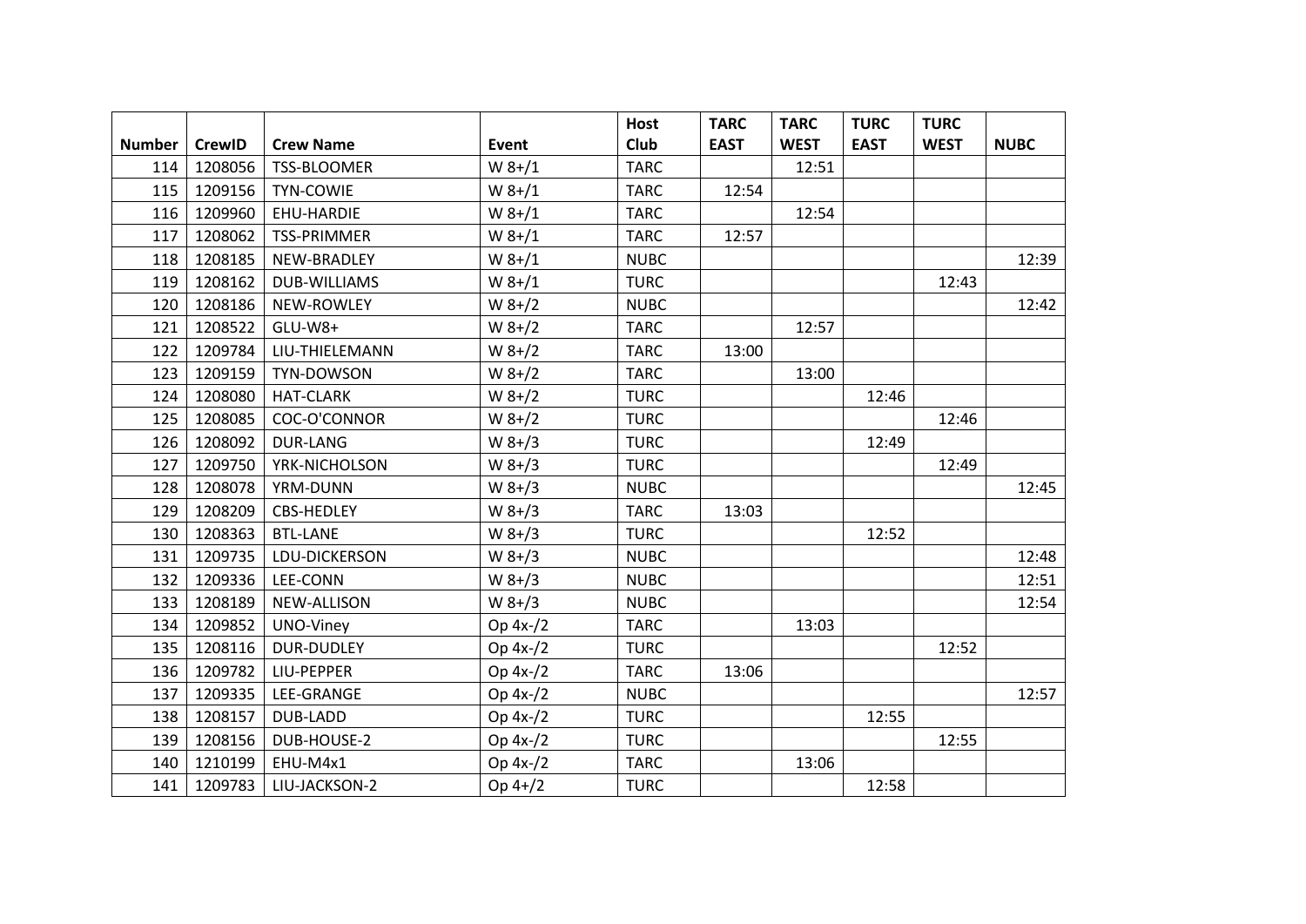| Number | CrewID | Crew Name | Event | Host Club | TARC EAST | TARC WEST | TURC EAST | TURC WEST | NUBC |
|---|---|---|---|---|---|---|---|---|---|
| 114 | 1208056 | TSS-BLOOMER | W 8+/1 | TARC | | 12:51 | | | |
| 115 | 1209156 | TYN-COWIE | W 8+/1 | TARC | 12:54 | | | | |
| 116 | 1209960 | EHU-HARDIE | W 8+/1 | TARC | | 12:54 | | | |
| 117 | 1208062 | TSS-PRIMMER | W 8+/1 | TARC | 12:57 | | | | |
| 118 | 1208185 | NEW-BRADLEY | W 8+/1 | NUBC | | | | | 12:39 |
| 119 | 1208162 | DUB-WILLIAMS | W 8+/1 | TURC | | | | 12:43 | |
| 120 | 1208186 | NEW-ROWLEY | W 8+/2 | NUBC | | | | | 12:42 |
| 121 | 1208522 | GLU-W8+ | W 8+/2 | TARC | | 12:57 | | | |
| 122 | 1209784 | LIU-THIELEMANN | W 8+/2 | TARC | 13:00 | | | | |
| 123 | 1209159 | TYN-DOWSON | W 8+/2 | TARC | | 13:00 | | | |
| 124 | 1208080 | HAT-CLARK | W 8+/2 | TURC | | | 12:46 | | |
| 125 | 1208085 | COC-O'CONNOR | W 8+/2 | TURC | | | | 12:46 | |
| 126 | 1208092 | DUR-LANG | W 8+/3 | TURC | | | 12:49 | | |
| 127 | 1209750 | YRK-NICHOLSON | W 8+/3 | TURC | | | | 12:49 | |
| 128 | 1208078 | YRM-DUNN | W 8+/3 | NUBC | | | | | 12:45 |
| 129 | 1208209 | CBS-HEDLEY | W 8+/3 | TARC | 13:03 | | | | |
| 130 | 1208363 | BTL-LANE | W 8+/3 | TURC | | | 12:52 | | |
| 131 | 1209735 | LDU-DICKERSON | W 8+/3 | NUBC | | | | | 12:48 |
| 132 | 1209336 | LEE-CONN | W 8+/3 | NUBC | | | | | 12:51 |
| 133 | 1208189 | NEW-ALLISON | W 8+/3 | NUBC | | | | | 12:54 |
| 134 | 1209852 | UNO-Viney | Op 4x-/2 | TARC | | 13:03 | | | |
| 135 | 1208116 | DUR-DUDLEY | Op 4x-/2 | TURC | | | | 12:52 | |
| 136 | 1209782 | LIU-PEPPER | Op 4x-/2 | TARC | 13:06 | | | | |
| 137 | 1209335 | LEE-GRANGE | Op 4x-/2 | NUBC | | | | | 12:57 |
| 138 | 1208157 | DUB-LADD | Op 4x-/2 | TURC | | | 12:55 | | |
| 139 | 1208156 | DUB-HOUSE-2 | Op 4x-/2 | TURC | | | | 12:55 | |
| 140 | 1210199 | EHU-M4x1 | Op 4x-/2 | TARC | | 13:06 | | | |
| 141 | 1209783 | LIU-JACKSON-2 | Op 4+/2 | TURC | | | 12:58 | | |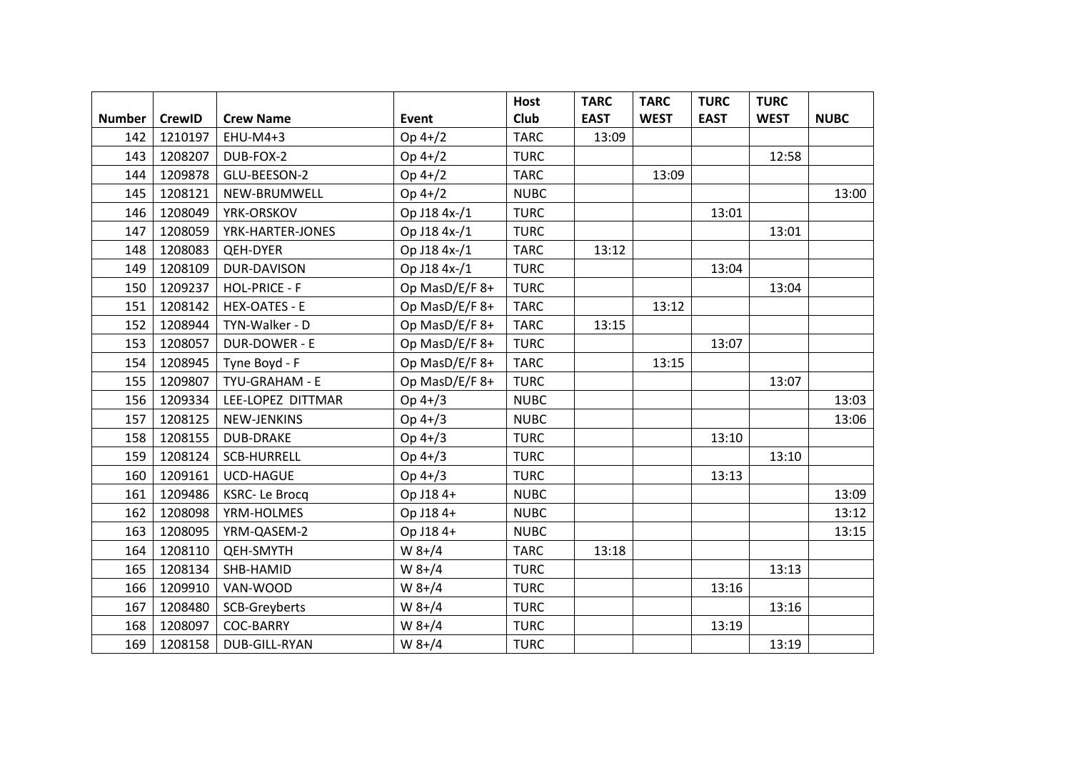| Number | CrewID | Crew Name | Event | Host Club | TARC EAST | TARC WEST | TURC EAST | TURC WEST | NUBC |
|---|---|---|---|---|---|---|---|---|---|
| 142 | 1210197 | EHU-M4+3 | Op 4+/2 | TARC | 13:09 | | | | |
| 143 | 1208207 | DUB-FOX-2 | Op 4+/2 | TURC | | | | 12:58 | |
| 144 | 1209878 | GLU-BEESON-2 | Op 4+/2 | TARC | | 13:09 | | | |
| 145 | 1208121 | NEW-BRUMWELL | Op 4+/2 | NUBC | | | | | 13:00 |
| 146 | 1208049 | YRK-ORSKOV | Op J18 4x-/1 | TURC | | | 13:01 | | |
| 147 | 1208059 | YRK-HARTER-JONES | Op J18 4x-/1 | TURC | | | | 13:01 | |
| 148 | 1208083 | QEH-DYER | Op J18 4x-/1 | TARC | 13:12 | | | | |
| 149 | 1208109 | DUR-DAVISON | Op J18 4x-/1 | TURC | | | 13:04 | | |
| 150 | 1209237 | HOL-PRICE - F | Op MasD/E/F 8+ | TURC | | | | 13:04 | |
| 151 | 1208142 | HEX-OATES - E | Op MasD/E/F 8+ | TARC | | 13:12 | | | |
| 152 | 1208944 | TYN-Walker - D | Op MasD/E/F 8+ | TARC | 13:15 | | | | |
| 153 | 1208057 | DUR-DOWER - E | Op MasD/E/F 8+ | TURC | | | 13:07 | | |
| 154 | 1208945 | Tyne Boyd - F | Op MasD/E/F 8+ | TARC | | 13:15 | | | |
| 155 | 1209807 | TYU-GRAHAM - E | Op MasD/E/F 8+ | TURC | | | | 13:07 | |
| 156 | 1209334 | LEE-LOPEZ DITTMAR | Op 4+/3 | NUBC | | | | | 13:03 |
| 157 | 1208125 | NEW-JENKINS | Op 4+/3 | NUBC | | | | | 13:06 |
| 158 | 1208155 | DUB-DRAKE | Op 4+/3 | TURC | | | 13:10 | | |
| 159 | 1208124 | SCB-HURRELL | Op 4+/3 | TURC | | | | 13:10 | |
| 160 | 1209161 | UCD-HAGUE | Op 4+/3 | TURC | | | 13:13 | | |
| 161 | 1209486 | KSRC- Le Brocq | Op J18 4+ | NUBC | | | | | 13:09 |
| 162 | 1208098 | YRM-HOLMES | Op J18 4+ | NUBC | | | | | 13:12 |
| 163 | 1208095 | YRM-QASEM-2 | Op J18 4+ | NUBC | | | | | 13:15 |
| 164 | 1208110 | QEH-SMYTH | W 8+/4 | TARC | 13:18 | | | | |
| 165 | 1208134 | SHB-HAMID | W 8+/4 | TURC | | | | 13:13 | |
| 166 | 1209910 | VAN-WOOD | W 8+/4 | TURC | | | 13:16 | | |
| 167 | 1208480 | SCB-Greyberts | W 8+/4 | TURC | | | | 13:16 | |
| 168 | 1208097 | COC-BARRY | W 8+/4 | TURC | | | 13:19 | | |
| 169 | 1208158 | DUB-GILL-RYAN | W 8+/4 | TURC | | | | 13:19 | |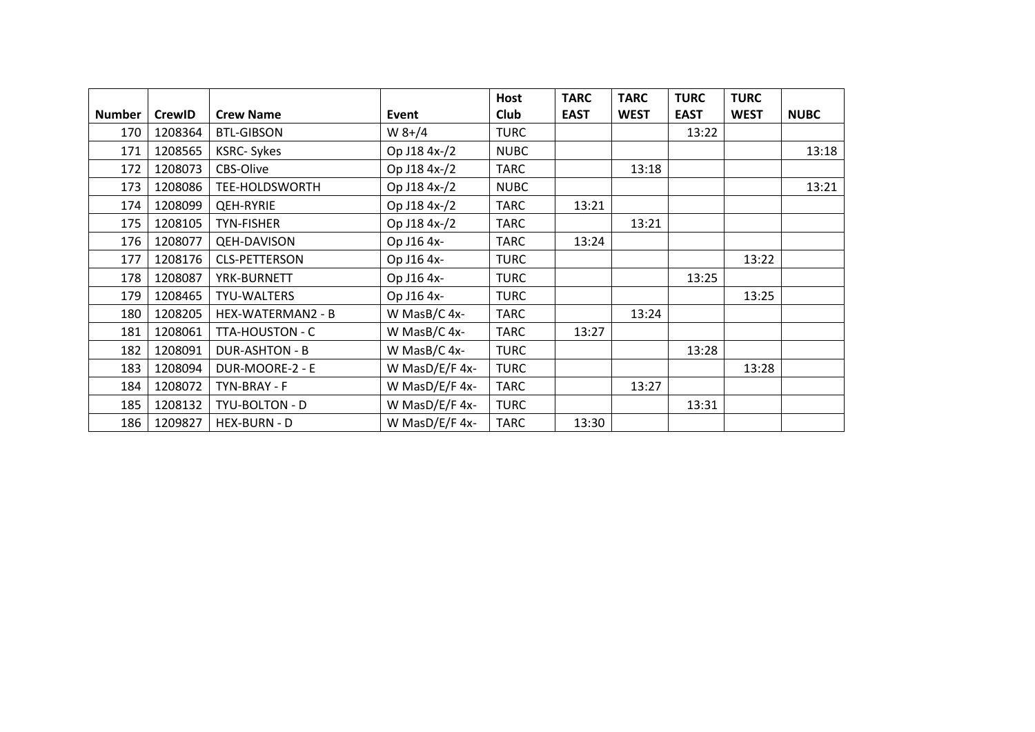| Number | CrewID | Crew Name | Event | Host Club | TARC EAST | TARC WEST | TURC EAST | TURC WEST | NUBC |
|---|---|---|---|---|---|---|---|---|---|
| 170 | 1208364 | BTL-GIBSON | W 8+/4 | TURC | | | 13:22 | | |
| 171 | 1208565 | KSRC- Sykes | Op J18 4x-/2 | NUBC | | | | | 13:18 |
| 172 | 1208073 | CBS-Olive | Op J18 4x-/2 | TARC | | 13:18 | | | |
| 173 | 1208086 | TEE-HOLDSWORTH | Op J18 4x-/2 | NUBC | | | | | 13:21 |
| 174 | 1208099 | QEH-RYRIE | Op J18 4x-/2 | TARC | 13:21 | | | | |
| 175 | 1208105 | TYN-FISHER | Op J18 4x-/2 | TARC | | 13:21 | | | |
| 176 | 1208077 | QEH-DAVISON | Op J16 4x- | TARC | 13:24 | | | | |
| 177 | 1208176 | CLS-PETTERSON | Op J16 4x- | TURC | | | | 13:22 | |
| 178 | 1208087 | YRK-BURNETT | Op J16 4x- | TURC | | | 13:25 | | |
| 179 | 1208465 | TYU-WALTERS | Op J16 4x- | TURC | | | | 13:25 | |
| 180 | 1208205 | HEX-WATERMAN2 - B | W MasB/C 4x- | TARC | | 13:24 | | | |
| 181 | 1208061 | TTA-HOUSTON - C | W MasB/C 4x- | TARC | 13:27 | | | | |
| 182 | 1208091 | DUR-ASHTON - B | W MasB/C 4x- | TURC | | | 13:28 | | |
| 183 | 1208094 | DUR-MOORE-2 - E | W MasD/E/F 4x- | TURC | | | | 13:28 | |
| 184 | 1208072 | TYN-BRAY - F | W MasD/E/F 4x- | TARC | | 13:27 | | | |
| 185 | 1208132 | TYU-BOLTON - D | W MasD/E/F 4x- | TURC | | | 13:31 | | |
| 186 | 1209827 | HEX-BURN - D | W MasD/E/F 4x- | TARC | 13:30 | | | | |